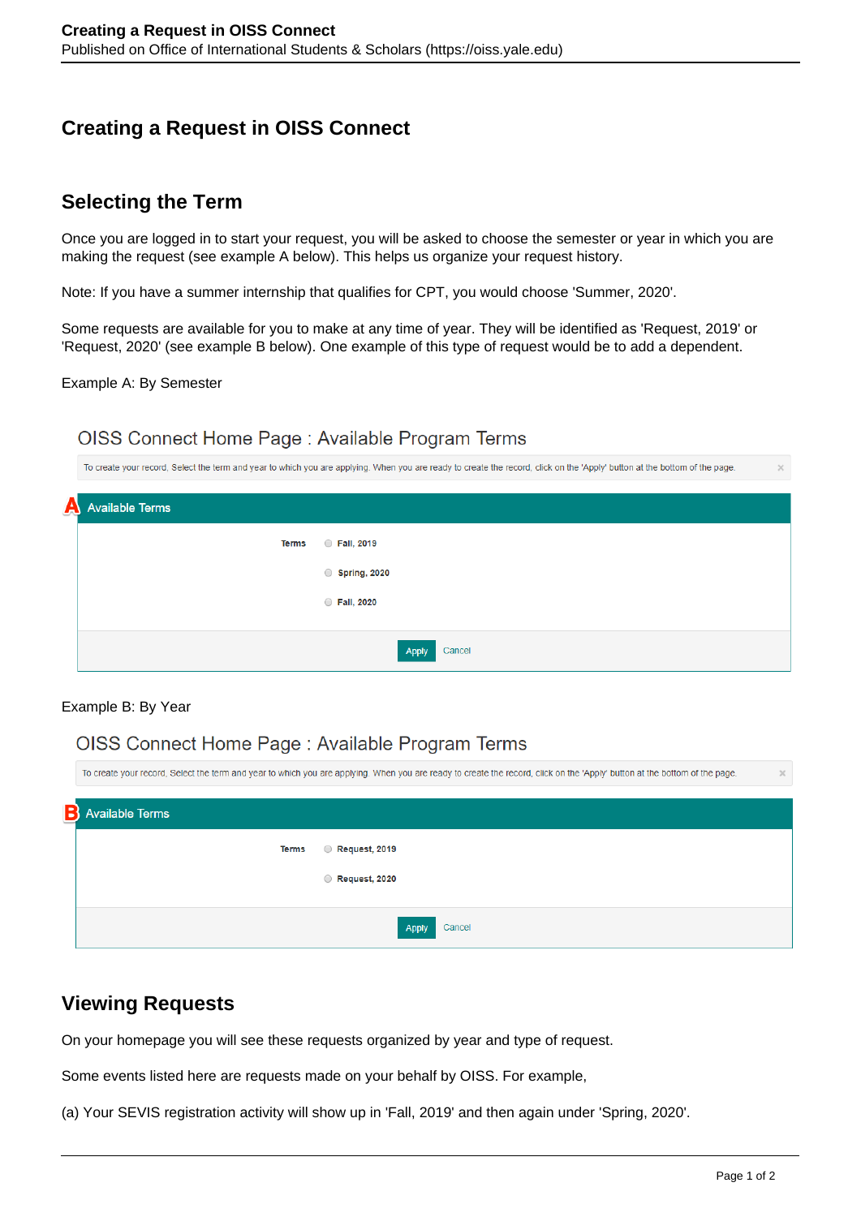# Creating a Request in OISS Connect

## Selecting the Term

Once you are logged in to start your request, you will be asked to choose the semester or year in which you are making the request (see example A below). This helps us organize your request history.

Note: If you have a summer internship that qualifies for CPT, you would choose 'Summer, 2020'.

Some requests are available for you to make at any time of year. They will be identified as 'Request, 2019' or 'Request, 2020' (see example B below). One example of this type of request would be to add a dependent.

Example A: By Semester

OISS Connect Home Page : Available Program Terms

To create your record, Select the term and year to which you are applying. When you are ready to create the record, click on the 'Apply' button at the bottom of the page.

A Available Terms

Terms
Fall, 2019
Spring, 2020
Fall, 2020

Apply Cancel

Example B: By Year

OISS Connect Home Page : Available Program Terms

To create your record, Select the term and year to which you are applying. When you are ready to create the record, click on the 'Apply' button at the bottom of the page.

B Available Terms

Terms
Request, 2019
Request, 2020

Apply Cancel

## Viewing Requests

On your homepage you will see these requests organized by year and type of request.

Some events listed here are requests made on your behalf by OISS. For example,

(a) Your SEVIS registration activity will show up in 'Fall, 2019' and then again under 'Spring, 2020'.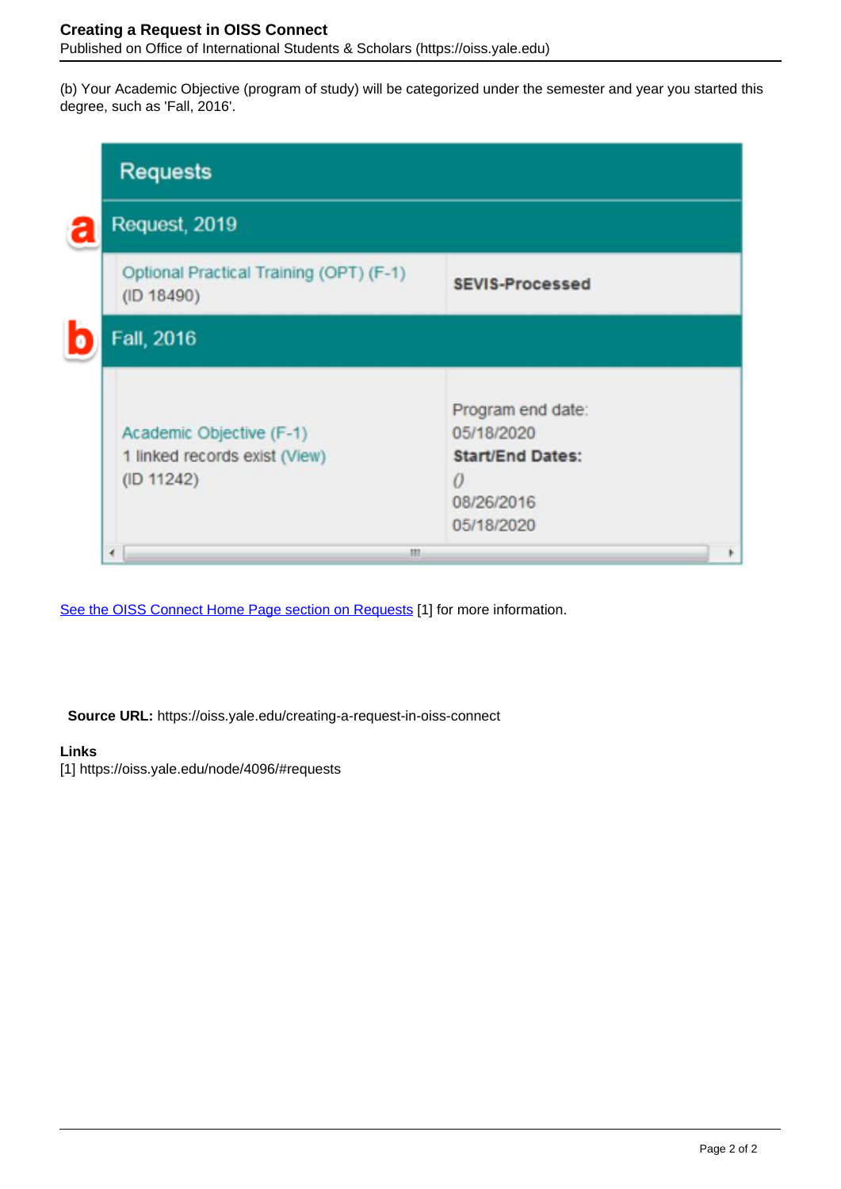(b) Your Academic Objective (program of study) will be categorized under the semester and year you started this degree, such as 'Fall, 2016'.

| Requests | |
|---|---|
| **a** Request, 2019 | |
| Optional Practical Training (OPT) (F-1) (ID 18490) | **SEVIS-Processed** |
| **b** Fall, 2016 | |
| Academic Objective (F-1) 1 linked records exist (View) (ID 11242) | Program end date: 05/18/2020 **Start/End Dates:** *()* 08/26/2016 05/18/2020 |

See the OISS Connect Home Page section on Requests [1] for more information.

**Source URL:** https://oiss.yale.edu/creating-a-request-in-oiss-connect

**Links**
[1] https://oiss.yale.edu/node/4096/#requests